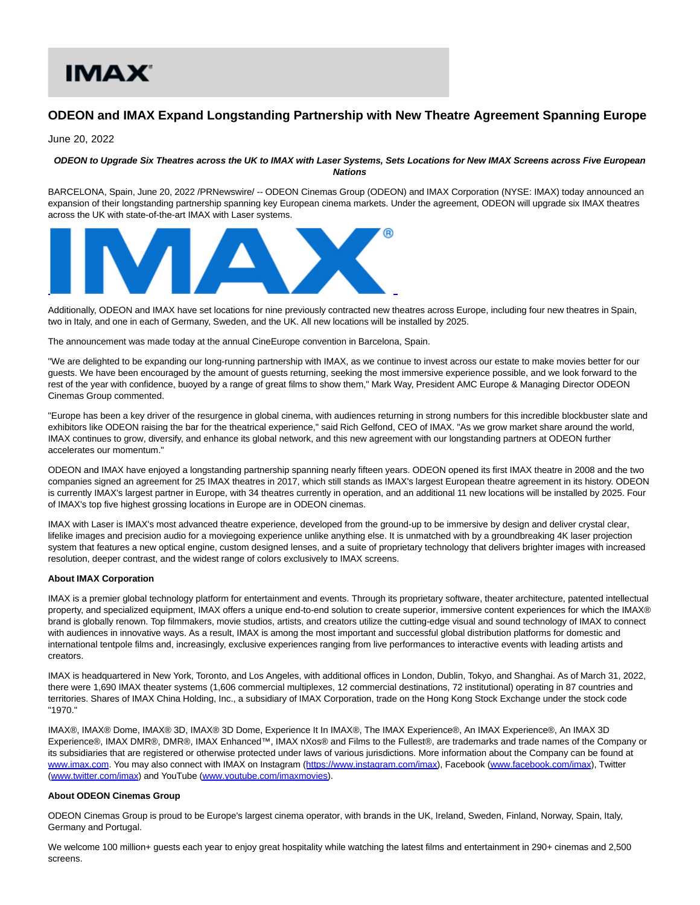# ODEON and IMAX Expand Longstanding Partnership with New Theatre Agreement Spanning Europe

June 20, 2022

***ODEON to Upgrade Six Theatres across the UK to IMAX with Laser Systems, Sets Locations for New IMAX Screens across Five European Nations***

BARCELONA, Spain, June 20, 2022 /PRNewswire/ -- ODEON Cinemas Group (ODEON) and IMAX Corporation (NYSE: IMAX) today announced an expansion of their longstanding partnership spanning key European cinema markets. Under the agreement, ODEON will upgrade six IMAX theatres across the UK with state-of-the-art IMAX with Laser systems.

Additionally, ODEON and IMAX have set locations for nine previously contracted new theatres across Europe, including four new theatres in Spain, two in Italy, and one in each of Germany, Sweden, and the UK. All new locations will be installed by 2025.

The announcement was made today at the annual CineEurope convention in Barcelona, Spain.

"We are delighted to be expanding our long-running partnership with IMAX, as we continue to invest across our estate to make movies better for our guests. We have been encouraged by the amount of guests returning, seeking the most immersive experience possible, and we look forward to the rest of the year with confidence, buoyed by a range of great films to show them," Mark Way, President AMC Europe & Managing Director ODEON Cinemas Group commented.

"Europe has been a key driver of the resurgence in global cinema, with audiences returning in strong numbers for this incredible blockbuster slate and exhibitors like ODEON raising the bar for the theatrical experience," said Rich Gelfond, CEO of IMAX. "As we grow market share around the world, IMAX continues to grow, diversify, and enhance its global network, and this new agreement with our longstanding partners at ODEON further accelerates our momentum."

ODEON and IMAX have enjoyed a longstanding partnership spanning nearly fifteen years. ODEON opened its first IMAX theatre in 2008 and the two companies signed an agreement for 25 IMAX theatres in 2017, which still stands as IMAX's largest European theatre agreement in its history. ODEON is currently IMAX's largest partner in Europe, with 34 theatres currently in operation, and an additional 11 new locations will be installed by 2025. Four of IMAX's top five highest grossing locations in Europe are in ODEON cinemas.

IMAX with Laser is IMAX's most advanced theatre experience, developed from the ground-up to be immersive by design and deliver crystal clear, lifelike images and precision audio for a moviegoing experience unlike anything else. It is unmatched with by a groundbreaking 4K laser projection system that features a new optical engine, custom designed lenses, and a suite of proprietary technology that delivers brighter images with increased resolution, deeper contrast, and the widest range of colors exclusively to IMAX screens.

**About IMAX Corporation**

IMAX is a premier global technology platform for entertainment and events. Through its proprietary software, theater architecture, patented intellectual property, and specialized equipment, IMAX offers a unique end-to-end solution to create superior, immersive content experiences for which the IMAX® brand is globally renown. Top filmmakers, movie studios, artists, and creators utilize the cutting-edge visual and sound technology of IMAX to connect with audiences in innovative ways. As a result, IMAX is among the most important and successful global distribution platforms for domestic and international tentpole films and, increasingly, exclusive experiences ranging from live performances to interactive events with leading artists and creators.

IMAX is headquartered in New York, Toronto, and Los Angeles, with additional offices in London, Dublin, Tokyo, and Shanghai. As of March 31, 2022, there were 1,690 IMAX theater systems (1,606 commercial multiplexes, 12 commercial destinations, 72 institutional) operating in 87 countries and territories. Shares of IMAX China Holding, Inc., a subsidiary of IMAX Corporation, trade on the Hong Kong Stock Exchange under the stock code "1970."

IMAX®, IMAX® Dome, IMAX® 3D, IMAX® 3D Dome, Experience It In IMAX®, The IMAX Experience®, An IMAX Experience®, An IMAX 3D Experience®, IMAX DMR®, DMR®, IMAX Enhanced™, IMAX nXos® and Films to the Fullest®, are trademarks and trade names of the Company or its subsidiaries that are registered or otherwise protected under laws of various jurisdictions. More information about the Company can be found at www.imax.com. You may also connect with IMAX on Instagram (https://www.instagram.com/imax), Facebook (www.facebook.com/imax), Twitter (www.twitter.com/imax) and YouTube (www.youtube.com/imaxmovies).

**About ODEON Cinemas Group**

ODEON Cinemas Group is proud to be Europe's largest cinema operator, with brands in the UK, Ireland, Sweden, Finland, Norway, Spain, Italy, Germany and Portugal.

We welcome 100 million+ guests each year to enjoy great hospitality while watching the latest films and entertainment in 290+ cinemas and 2,500 screens.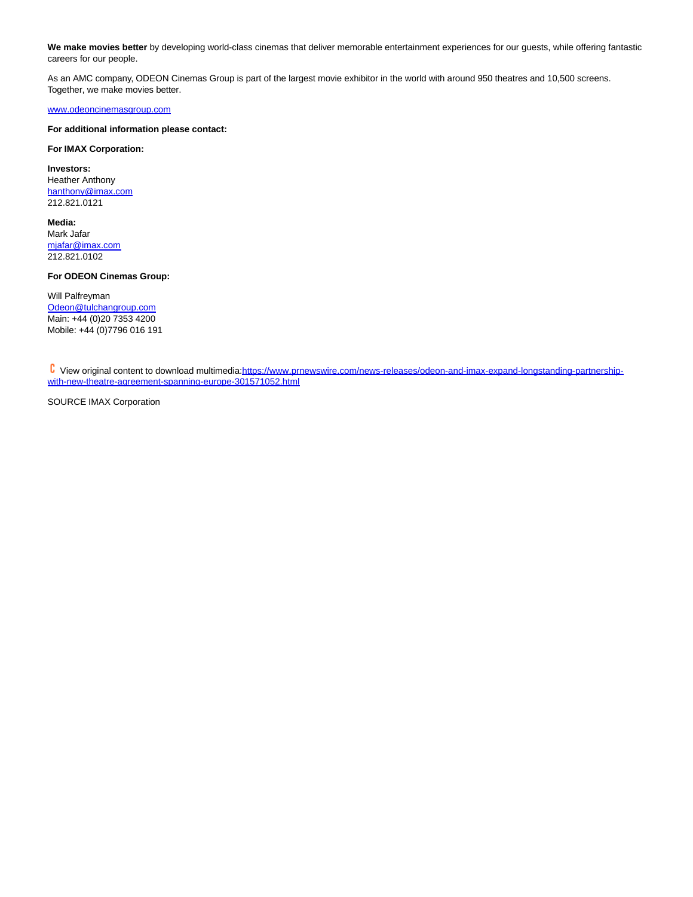**We make movies better** by developing world-class cinemas that deliver memorable entertainment experiences for our guests, while offering fantastic careers for our people.

As an AMC company, ODEON Cinemas Group is part of the largest movie exhibitor in the world with around 950 theatres and 10,500 screens. Together, we make movies better.

www.odeoncinemasgroup.com

**For additional information please contact:**

**For IMAX Corporation:**

**Investors:**
Heather Anthony
hanthony@imax.com
212.821.0121

**Media:**
Mark Jafar
mjafar@imax.com
212.821.0102

**For ODEON Cinemas Group:**

Will Palfreyman
Odeon@tulchangroup.com
Main: +44 (0)20 7353 4200
Mobile: +44 (0)7796 016 191

View original content to download multimedia:https://www.prnewswire.com/news-releases/odeon-and-imax-expand-longstanding-partnership-with-new-theatre-agreement-spanning-europe-301571052.html

SOURCE IMAX Corporation